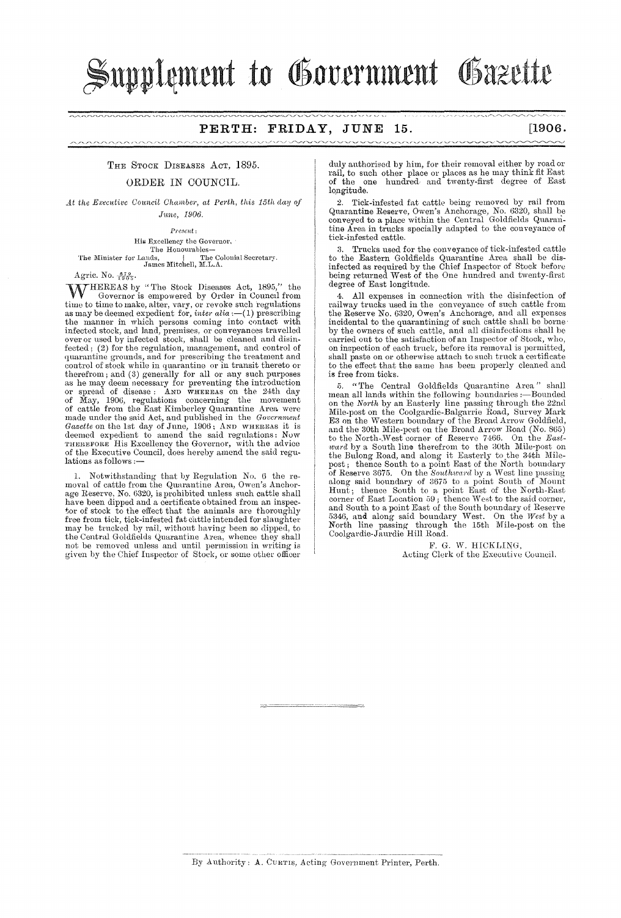# Supplement to Government Gazette

**PERTH: FRIDAY, JUNE 15.** [1906.

## THE STOCK DISEASES ACT, 1895.

### ORDER IN COUNCIL.

*At the Executive Council Chamber, at Perth, this 15th day of June, 1906.*

*Present:*

His Excellency the Governor,
The Honourables—
The Minister for Lands, | The Colonial Secretary.
James Mitchell, M.L.A.

Agric. No. 872/1905.

WHEREAS by "The Stock Diseases Act, 1895," the Governor is empowered by Order in Council from time to time to make, alter, vary, or revoke such regulations as may be deemed expedient for, *inter alia*:—(1) prescribing the manner in which persons coming into contact with infected stock, and land, premises, or conveyances travelled over or used by infected stock, shall be cleaned and disinfected; (2) for the regulation, management, and control of quarantine grounds, and for prescribing the treatment and control of stock while in quarantine or in transit thereto or therefrom; and (3) generally for all or any such purposes as he may deem necessary for preventing the introduction or spread of disease: AND WHEREAS on the 24th day of May, 1906, regulations concerning the movement of cattle from the East Kimberley Quarantine Area were made under the said Act, and published in the *Government Gazette* on the 1st day of June, 1906; AND WHEREAS it is deemed expedient to amend the said regulations: NOW THEREFORE His Excellency the Governor, with the advice of the Executive Council, does hereby amend the said regulations as follows:—

1. Notwithstanding that by Regulation No. 6 the removal of cattle from the Quarantine Area, Owen's Anchorage Reserve, No. 6320, is prohibited unless such cattle shall have been dipped and a certificate obtained from an inspector of stock to the effect that the animals are thoroughly free from tick, tick-infested fat cattle intended for slaughter may be trucked by rail, without having been so dipped, to the Central Goldfields Quarantine Area, whence they shall not be removed unless and until permission in writing is given by the Chief Inspector of Stock, or some other officer duly authorised by him, for their removal either by road or rail, to such other place or places as he may think fit East of the one hundred and twenty-first degree of East longitude.

2. Tick-infested fat cattle being removed by rail from Quarantine Reserve, Owen's Anchorage, No. 6320, shall be conveyed to a place within the Central Goldfields Quarantine Area in trucks specially adapted to the conveyance of tick-infested cattle.

3. Trucks used for the conveyance of tick-infested cattle to the Eastern Goldfields Quarantine Area shall be disinfected as required by the Chief Inspector of Stock before being returned West of the One hundred and twenty-first degree of East longitude.

4. All expenses in connection with the disinfection of railway trucks used in the conveyance of such cattle from the Reserve No. 6320, Owen's Anchorage, and all expenses incidental to the quarantining of such cattle shall be borne by the owners of such cattle, and all disinfections shall be carried out to the satisfaction of an Inspector of Stock, who, on inspection of each truck, before its removal is permitted, shall paste on or otherwise attach to such truck a certificate to the effect that the same has been properly cleaned and is free from ticks.

5. "The Central Goldfields Quarantine Area" shall mean all lands within the following boundaries:—Bounded on the *North* by an Easterly line passing through the 22nd Mile-post on the Coolgardie-Balgarrie Road, Survey Mark E3 on the Western boundary of the Broad Arrow Goldfield, and the 30th Mile-post on the Broad Arrow Road (No. 865) to the North-West corner of Reserve 7466. On the *Eastward* by a South line therefrom to the 30th Mile-post on the Bulong Road, and along it Easterly to the 34th Mile-post; thence South to a point East of the North boundary of Reserve 3675. On the *Southward* by a West line passing along said boundary of 3675 to a point South of Mount Hunt; thence South to a point East of the North-East corner of East Location 59; thence West to the said corner, and South to a point East of the South boundary of Reserve 5346, and along said boundary West. On the *West* by a North line passing through the 15th Mile-post on the Coolgardie-Jaurdie Hill Road.

F. G. W. HICKLING,
Acting Clerk of the Executive Council.

---

By Authority: A. CURTIS, Acting Government Printer, Perth.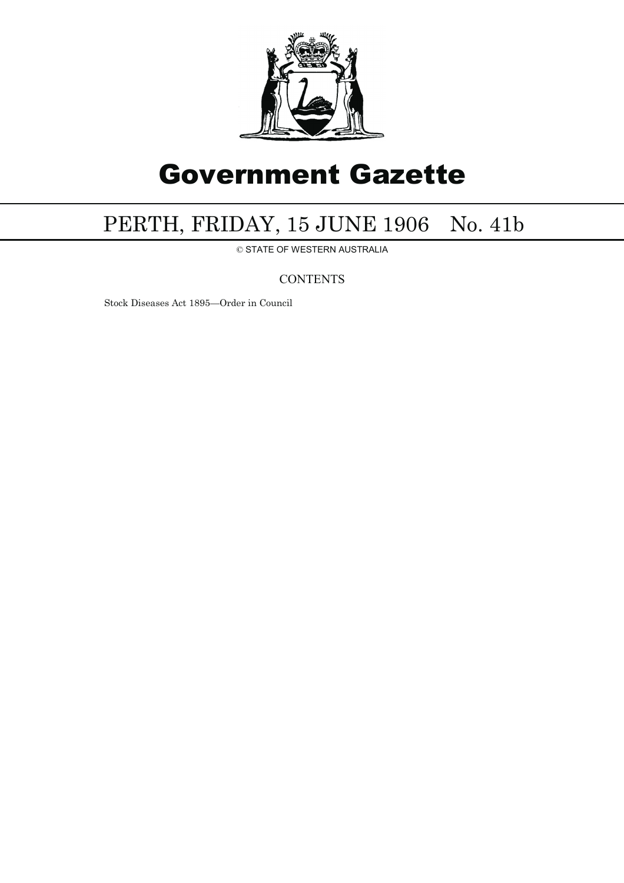# Government Gazette

## PERTH, FRIDAY, 15 JUNE 1906 No. 41b

© STATE OF WESTERN AUSTRALIA

CONTENTS

Stock Diseases Act 1895—Order in Council